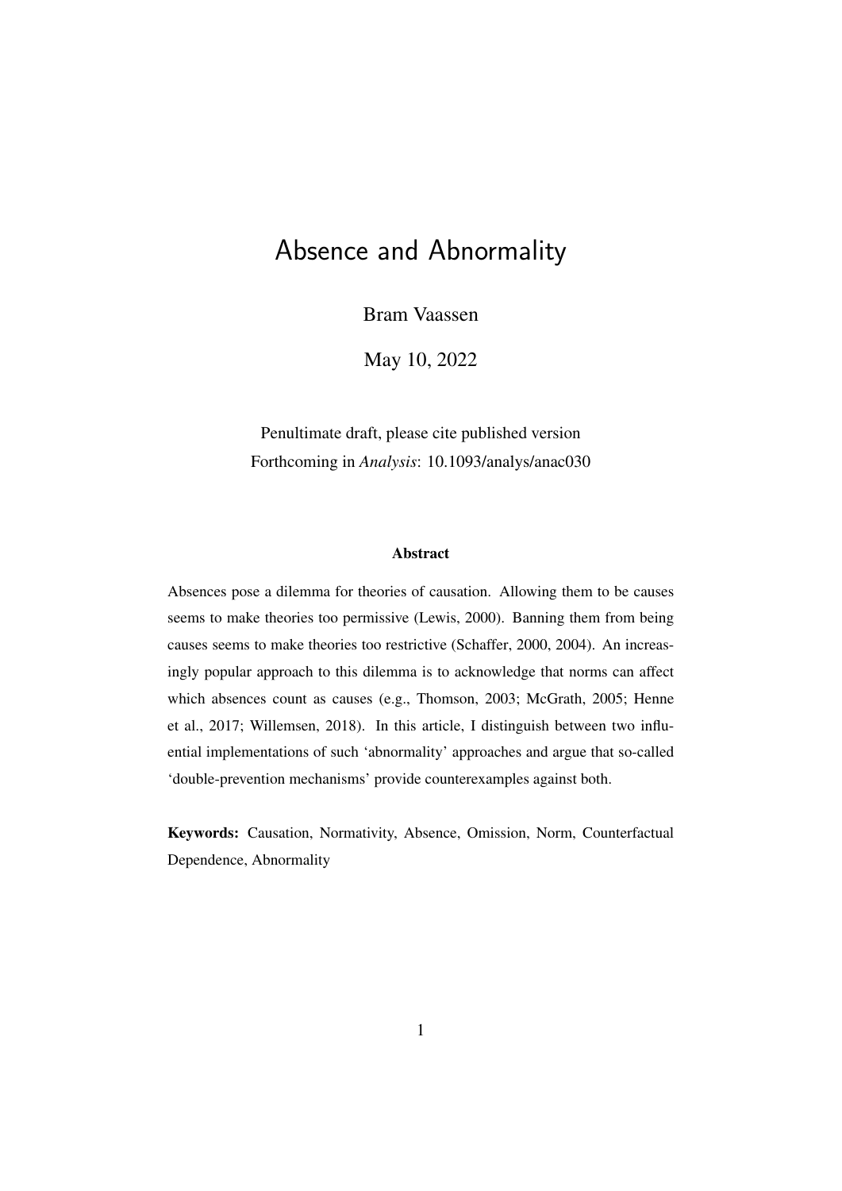# Absence and Abnormality

Bram Vaassen

May 10, 2022

Penultimate draft, please cite published version
Forthcoming in *Analysis*: 10.1093/analys/anac030

### Abstract

Absences pose a dilemma for theories of causation. Allowing them to be causes seems to make theories too permissive (Lewis, 2000). Banning them from being causes seems to make theories too restrictive (Schaffer, 2000, 2004). An increasingly popular approach to this dilemma is to acknowledge that norms can affect which absences count as causes (e.g., Thomson, 2003; McGrath, 2005; Henne et al., 2017; Willemsen, 2018). In this article, I distinguish between two influential implementations of such 'abnormality' approaches and argue that so-called 'double-prevention mechanisms' provide counterexamples against both.

**Keywords:** Causation, Normativity, Absence, Omission, Norm, Counterfactual Dependence, Abnormality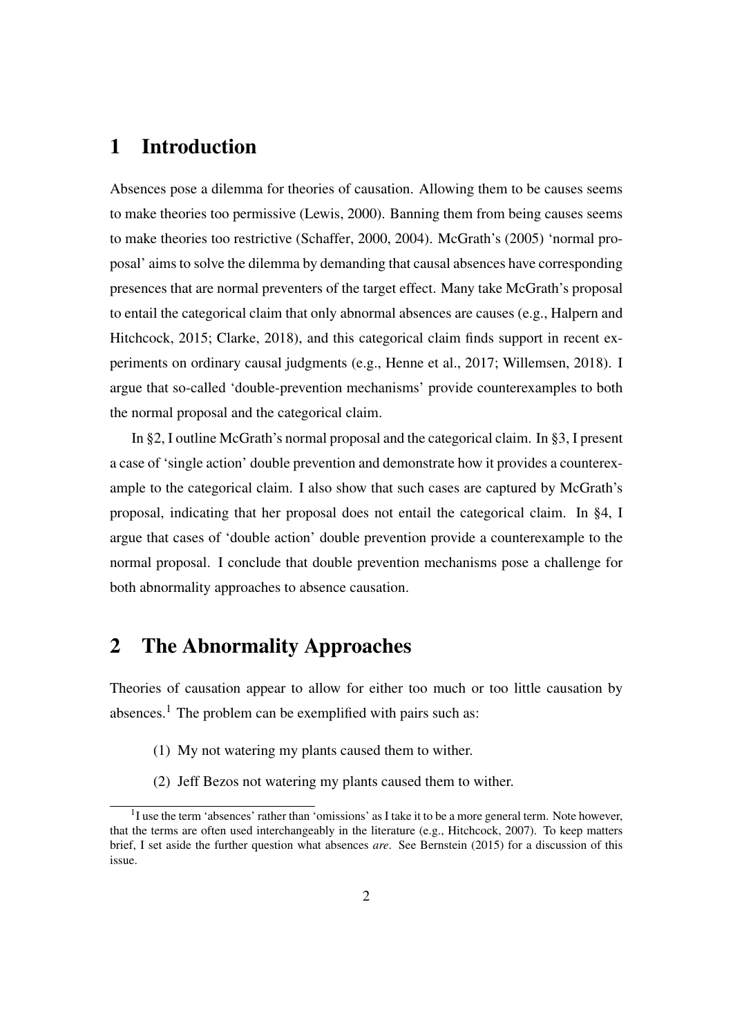## 1 Introduction

Absences pose a dilemma for theories of causation. Allowing them to be causes seems to make theories too permissive (Lewis, 2000). Banning them from being causes seems to make theories too restrictive (Schaffer, 2000, 2004). McGrath's (2005) 'normal proposal' aims to solve the dilemma by demanding that causal absences have corresponding presences that are normal preventers of the target effect. Many take McGrath's proposal to entail the categorical claim that only abnormal absences are causes (e.g., Halpern and Hitchcock, 2015; Clarke, 2018), and this categorical claim finds support in recent experiments on ordinary causal judgments (e.g., Henne et al., 2017; Willemsen, 2018). I argue that so-called 'double-prevention mechanisms' provide counterexamples to both the normal proposal and the categorical claim.

In §2, I outline McGrath's normal proposal and the categorical claim. In §3, I present a case of 'single action' double prevention and demonstrate how it provides a counterexample to the categorical claim. I also show that such cases are captured by McGrath's proposal, indicating that her proposal does not entail the categorical claim. In §4, I argue that cases of 'double action' double prevention provide a counterexample to the normal proposal. I conclude that double prevention mechanisms pose a challenge for both abnormality approaches to absence causation.

## 2 The Abnormality Approaches

Theories of causation appear to allow for either too much or too little causation by absences.[1] The problem can be exemplified with pairs such as:

(1) My not watering my plants caused them to wither.

(2) Jeff Bezos not watering my plants caused them to wither.

[1] I use the term 'absences' rather than 'omissions' as I take it to be a more general term. Note however, that the terms are often used interchangeably in the literature (e.g., Hitchcock, 2007). To keep matters brief, I set aside the further question what absences *are*. See Bernstein (2015) for a discussion of this issue.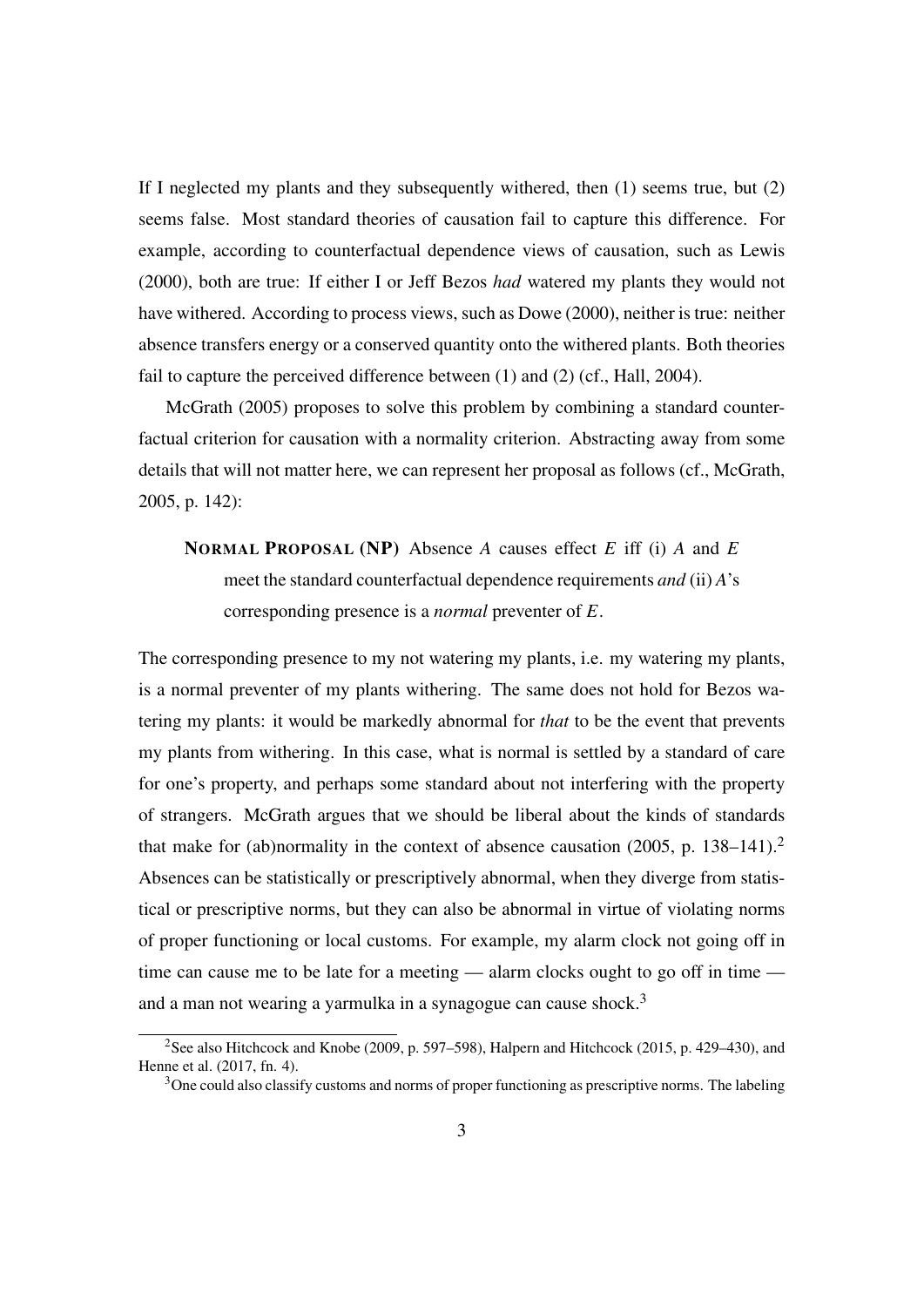If I neglected my plants and they subsequently withered, then (1) seems true, but (2) seems false. Most standard theories of causation fail to capture this difference. For example, according to counterfactual dependence views of causation, such as Lewis (2000), both are true: If either I or Jeff Bezos *had* watered my plants they would not have withered. According to process views, such as Dowe (2000), neither is true: neither absence transfers energy or a conserved quantity onto the withered plants. Both theories fail to capture the perceived difference between (1) and (2) (cf., Hall, 2004).

McGrath (2005) proposes to solve this problem by combining a standard counterfactual criterion for causation with a normality criterion. Abstracting away from some details that will not matter here, we can represent her proposal as follows (cf., McGrath, 2005, p. 142):

> **NORMAL PROPOSAL (NP)** Absence *A* causes effect *E* iff (i) *A* and *E* meet the standard counterfactual dependence requirements *and* (ii) *A*'s corresponding presence is a *normal* preventer of *E*.

The corresponding presence to my not watering my plants, i.e. my watering my plants, is a normal preventer of my plants withering. The same does not hold for Bezos watering my plants: it would be markedly abnormal for *that* to be the event that prevents my plants from withering. In this case, what is normal is settled by a standard of care for one's property, and perhaps some standard about not interfering with the property of strangers. McGrath argues that we should be liberal about the kinds of standards that make for (ab)normality in the context of absence causation (2005, p. 138–141).[2] Absences can be statistically or prescriptively abnormal, when they diverge from statistical or prescriptive norms, but they can also be abnormal in virtue of violating norms of proper functioning or local customs. For example, my alarm clock not going off in time can cause me to be late for a meeting — alarm clocks ought to go off in time — and a man not wearing a yarmulka in a synagogue can cause shock.[3]

[2] See also Hitchcock and Knobe (2009, p. 597–598), Halpern and Hitchcock (2015, p. 429–430), and Henne et al. (2017, fn. 4).

[3] One could also classify customs and norms of proper functioning as prescriptive norms. The labeling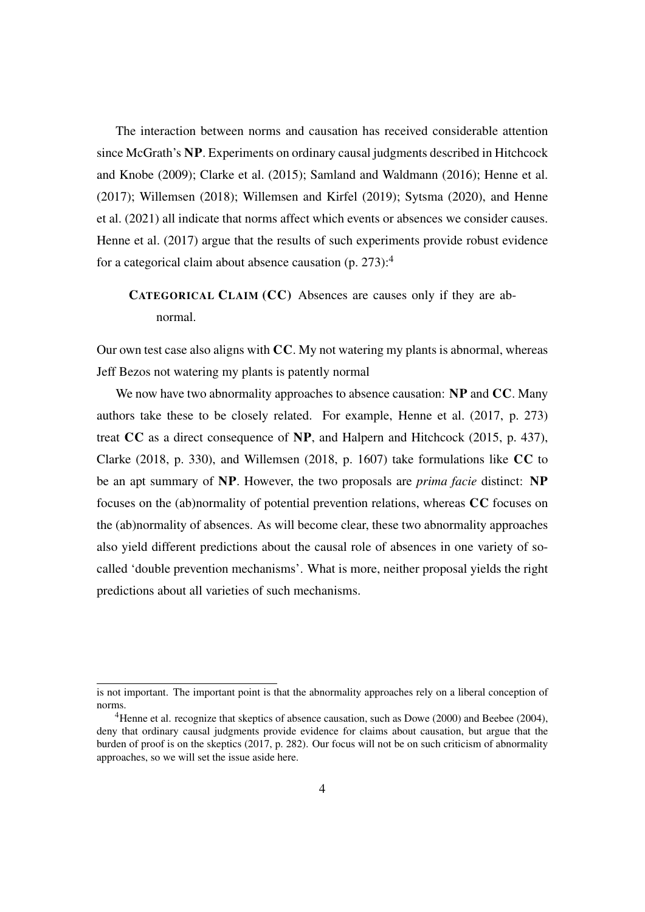The interaction between norms and causation has received considerable attention since McGrath's **NP**. Experiments on ordinary causal judgments described in Hitchcock and Knobe (2009); Clarke et al. (2015); Samland and Waldmann (2016); Henne et al. (2017); Willemsen (2018); Willemsen and Kirfel (2019); Sytsma (2020), and Henne et al. (2021) all indicate that norms affect which events or absences we consider causes. Henne et al. (2017) argue that the results of such experiments provide robust evidence for a categorical claim about absence causation (p. 273):[4]

> **CATEGORICAL CLAIM (CC)** Absences are causes only if they are abnormal.

Our own test case also aligns with **CC**. My not watering my plants is abnormal, whereas Jeff Bezos not watering my plants is patently normal

We now have two abnormality approaches to absence causation: **NP** and **CC**. Many authors take these to be closely related. For example, Henne et al. (2017, p. 273) treat **CC** as a direct consequence of **NP**, and Halpern and Hitchcock (2015, p. 437), Clarke (2018, p. 330), and Willemsen (2018, p. 1607) take formulations like **CC** to be an apt summary of **NP**. However, the two proposals are *prima facie* distinct: **NP** focuses on the (ab)normality of potential prevention relations, whereas **CC** focuses on the (ab)normality of absences. As will become clear, these two abnormality approaches also yield different predictions about the causal role of absences in one variety of so-called 'double prevention mechanisms'. What is more, neither proposal yields the right predictions about all varieties of such mechanisms.

---

is not important. The important point is that the abnormality approaches rely on a liberal conception of norms.

[4] Henne et al. recognize that skeptics of absence causation, such as Dowe (2000) and Beebee (2004), deny that ordinary causal judgments provide evidence for claims about causation, but argue that the burden of proof is on the skeptics (2017, p. 282). Our focus will not be on such criticism of abnormality approaches, so we will set the issue aside here.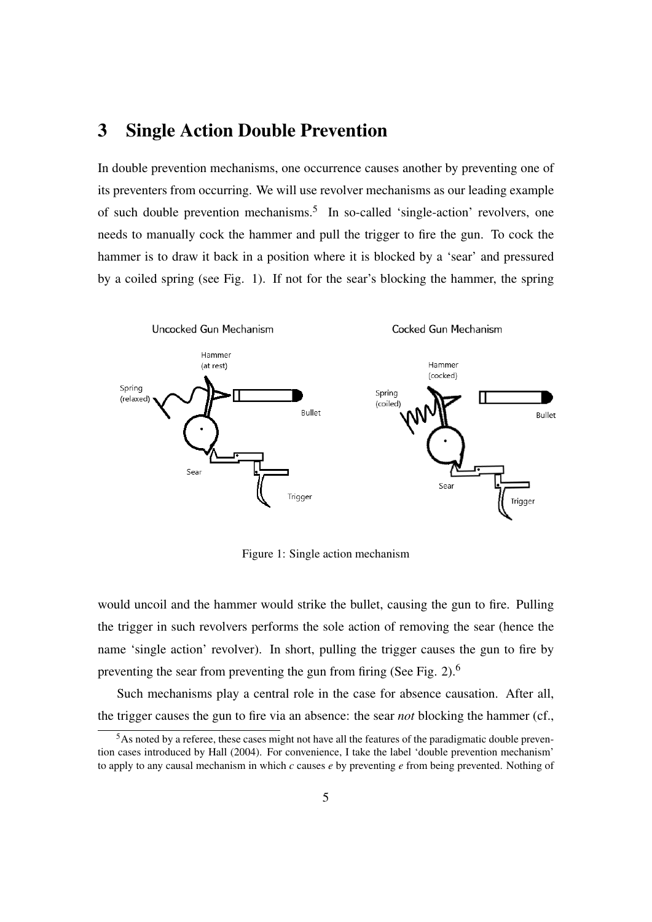## 3 Single Action Double Prevention

In double prevention mechanisms, one occurrence causes another by preventing one of its preventers from occurring. We will use revolver mechanisms as our leading example of such double prevention mechanisms.[5] In so-called 'single-action' revolvers, one needs to manually cock the hammer and pull the trigger to fire the gun. To cock the hammer is to draw it back in a position where it is blocked by a 'sear' and pressured by a coiled spring (see Fig. 1). If not for the sear's blocking the hammer, the spring would uncoil and the hammer would strike the bullet, causing the gun to fire. Pulling the trigger in such revolvers performs the sole action of removing the sear (hence the name 'single action' revolver). In short, pulling the trigger causes the gun to fire by preventing the sear from preventing the gun from firing (See Fig. 2).[6]

Figure 1: Single action mechanism

Such mechanisms play a central role in the case for absence causation. After all, the trigger causes the gun to fire via an absence: the sear *not* blocking the hammer (cf.,

[5] As noted by a referee, these cases might not have all the features of the paradigmatic double prevention cases introduced by Hall (2004). For convenience, I take the label 'double prevention mechanism' to apply to any causal mechanism in which *c* causes *e* by preventing *e* from being prevented. Nothing of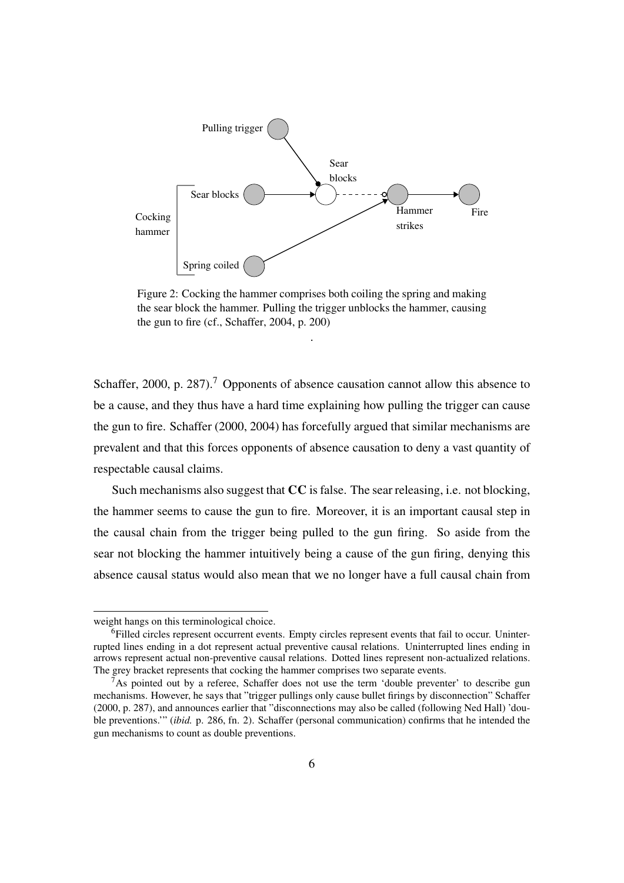Figure 2: Cocking the hammer comprises both coiling the spring and making the sear block the hammer. Pulling the trigger unblocks the hammer, causing the gun to fire (cf., Schaffer, 2004, p. 200)

Schaffer, 2000, p. 287).[7] Opponents of absence causation cannot allow this absence to be a cause, and they thus have a hard time explaining how pulling the trigger can cause the gun to fire. Schaffer (2000, 2004) has forcefully argued that similar mechanisms are prevalent and that this forces opponents of absence causation to deny a vast quantity of respectable causal claims.

Such mechanisms also suggest that **CC** is false. The sear releasing, i.e. not blocking, the hammer seems to cause the gun to fire. Moreover, it is an important causal step in the causal chain from the trigger being pulled to the gun firing. So aside from the sear not blocking the hammer intuitively being a cause of the gun firing, denying this absence causal status would also mean that we no longer have a full causal chain from

---

weight hangs on this terminological choice.

[6] Filled circles represent occurrent events. Empty circles represent events that fail to occur. Uninterrupted lines ending in a dot represent actual preventive causal relations. Uninterrupted lines ending in arrows represent actual non-preventive causal relations. Dotted lines represent non-actualized relations. The grey bracket represents that cocking the hammer comprises two separate events.

[7] As pointed out by a referee, Schaffer does not use the term 'double preventer' to describe gun mechanisms. However, he says that "trigger pullings only cause bullet firings by disconnection" Schaffer (2000, p. 287), and announces earlier that "disconnections may also be called (following Ned Hall) 'double preventions.'" (*ibid.* p. 286, fn. 2). Schaffer (personal communication) confirms that he intended the gun mechanisms to count as double preventions.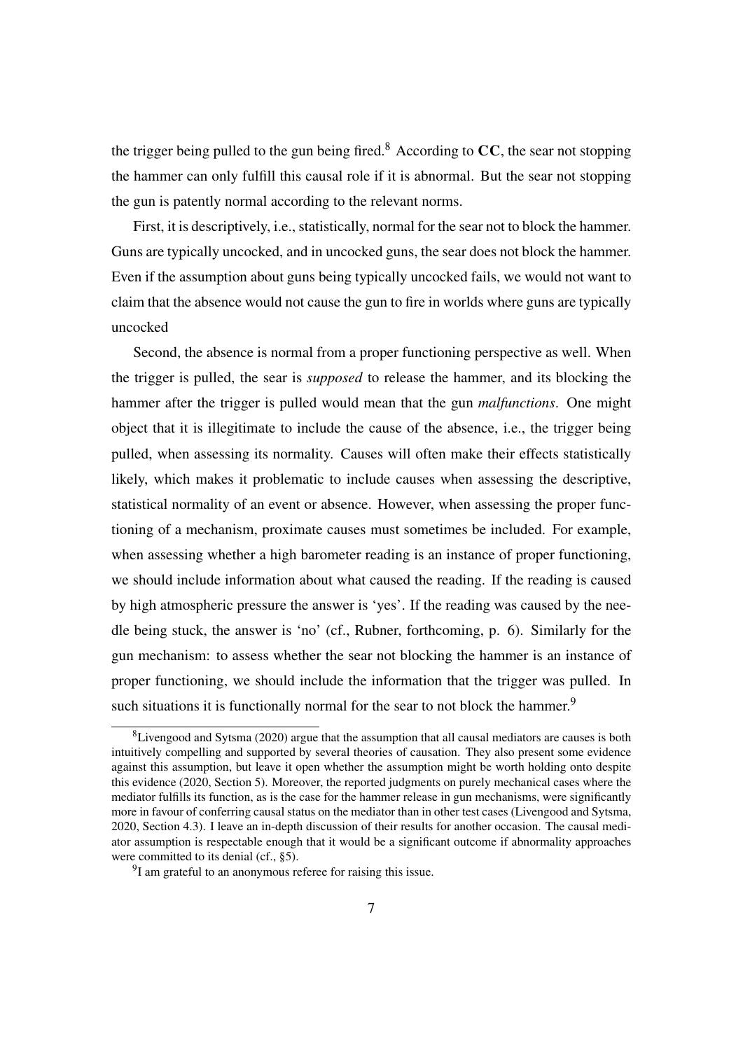the trigger being pulled to the gun being fired.[8] According to **CC**, the sear not stopping the hammer can only fulfill this causal role if it is abnormal. But the sear not stopping the gun is patently normal according to the relevant norms.

First, it is descriptively, i.e., statistically, normal for the sear not to block the hammer. Guns are typically uncocked, and in uncocked guns, the sear does not block the hammer. Even if the assumption about guns being typically uncocked fails, we would not want to claim that the absence would not cause the gun to fire in worlds where guns are typically uncocked

Second, the absence is normal from a proper functioning perspective as well. When the trigger is pulled, the sear is *supposed* to release the hammer, and its blocking the hammer after the trigger is pulled would mean that the gun *malfunctions*. One might object that it is illegitimate to include the cause of the absence, i.e., the trigger being pulled, when assessing its normality. Causes will often make their effects statistically likely, which makes it problematic to include causes when assessing the descriptive, statistical normality of an event or absence. However, when assessing the proper functioning of a mechanism, proximate causes must sometimes be included. For example, when assessing whether a high barometer reading is an instance of proper functioning, we should include information about what caused the reading. If the reading is caused by high atmospheric pressure the answer is 'yes'. If the reading was caused by the needle being stuck, the answer is 'no' (cf., Rubner, forthcoming, p. 6). Similarly for the gun mechanism: to assess whether the sear not blocking the hammer is an instance of proper functioning, we should include the information that the trigger was pulled. In such situations it is functionally normal for the sear to not block the hammer.[9]

[8] Livengood and Sytsma (2020) argue that the assumption that all causal mediators are causes is both intuitively compelling and supported by several theories of causation. They also present some evidence against this assumption, but leave it open whether the assumption might be worth holding onto despite this evidence (2020, Section 5). Moreover, the reported judgments on purely mechanical cases where the mediator fulfills its function, as is the case for the hammer release in gun mechanisms, were significantly more in favour of conferring causal status on the mediator than in other test cases (Livengood and Sytsma, 2020, Section 4.3). I leave an in-depth discussion of their results for another occasion. The causal mediator assumption is respectable enough that it would be a significant outcome if abnormality approaches were committed to its denial (cf., §5).

[9] I am grateful to an anonymous referee for raising this issue.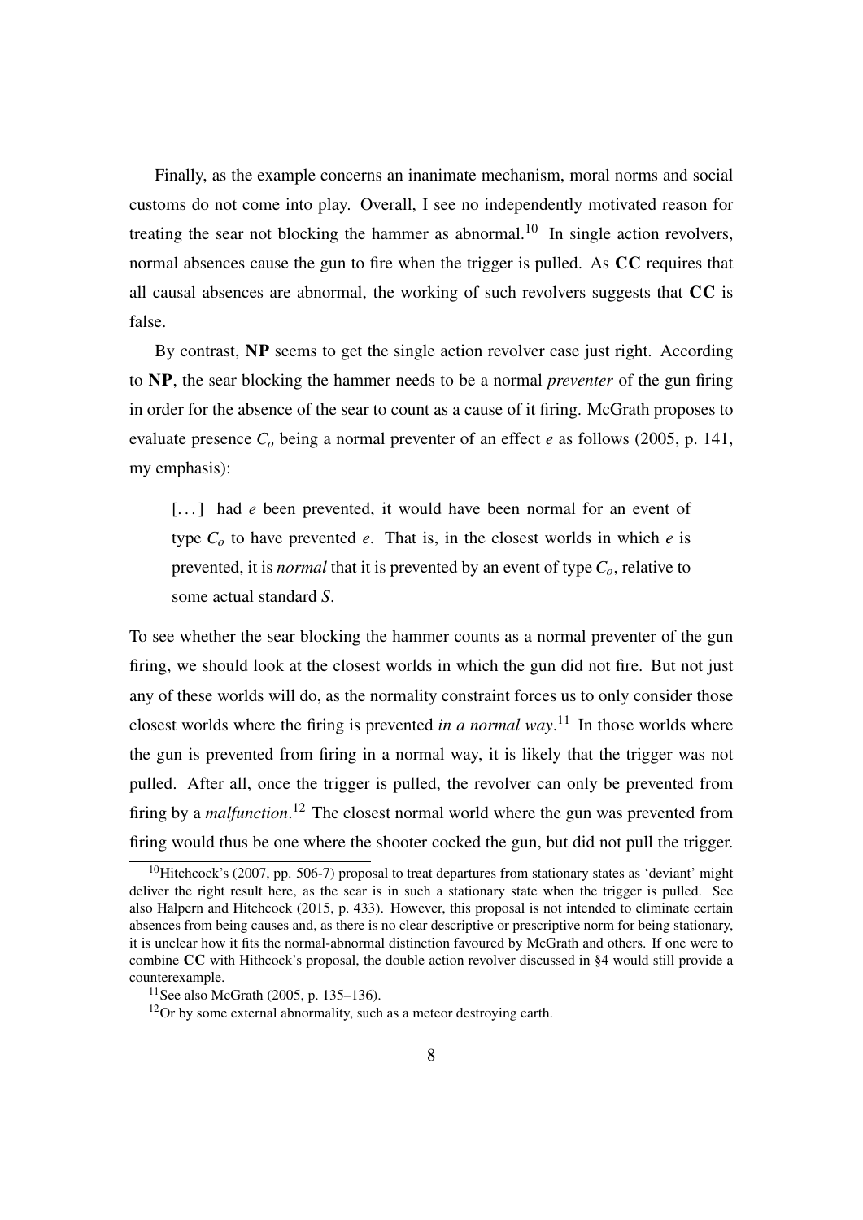Finally, as the example concerns an inanimate mechanism, moral norms and social customs do not come into play. Overall, I see no independently motivated reason for treating the sear not blocking the hammer as abnormal.[10] In single action revolvers, normal absences cause the gun to fire when the trigger is pulled. As **CC** requires that all causal absences are abnormal, the working of such revolvers suggests that **CC** is false.

By contrast, **NP** seems to get the single action revolver case just right. According to **NP**, the sear blocking the hammer needs to be a normal *preventer* of the gun firing in order for the absence of the sear to count as a cause of it firing. McGrath proposes to evaluate presence $C_o$ being a normal preventer of an effect $e$ as follows (2005, p. 141, my emphasis):

> [...] had $e$ been prevented, it would have been normal for an event of type $C_o$ to have prevented $e$. That is, in the closest worlds in which $e$ is prevented, it is *normal* that it is prevented by an event of type $C_o$, relative to some actual standard $S$.

To see whether the sear blocking the hammer counts as a normal preventer of the gun firing, we should look at the closest worlds in which the gun did not fire. But not just any of these worlds will do, as the normality constraint forces us to only consider those closest worlds where the firing is prevented *in a normal way*.[11] In those worlds where the gun is prevented from firing in a normal way, it is likely that the trigger was not pulled. After all, once the trigger is pulled, the revolver can only be prevented from firing by a *malfunction*.[12] The closest normal world where the gun was prevented from firing would thus be one where the shooter cocked the gun, but did not pull the trigger.

[10] Hitchcock's (2007, pp. 506-7) proposal to treat departures from stationary states as 'deviant' might deliver the right result here, as the sear is in such a stationary state when the trigger is pulled. See also Halpern and Hitchcock (2015, p. 433). However, this proposal is not intended to eliminate certain absences from being causes and, as there is no clear descriptive or prescriptive norm for being stationary, it is unclear how it fits the normal-abnormal distinction favoured by McGrath and others. If one were to combine **CC** with Hithcock's proposal, the double action revolver discussed in §4 would still provide a counterexample.

[11] See also McGrath (2005, p. 135–136).

[12] Or by some external abnormality, such as a meteor destroying earth.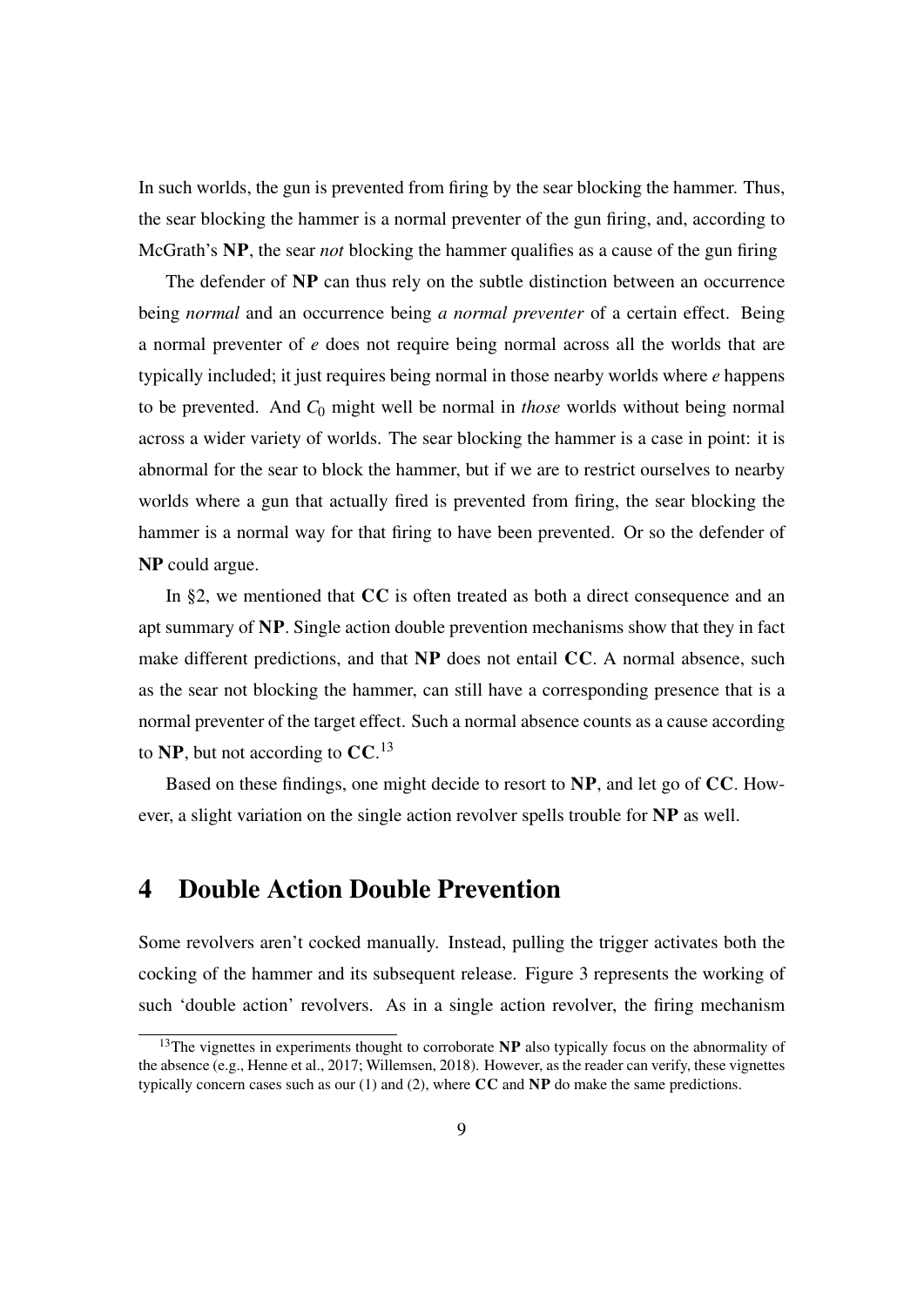In such worlds, the gun is prevented from firing by the sear blocking the hammer. Thus, the sear blocking the hammer is a normal preventer of the gun firing, and, according to McGrath's **NP**, the sear *not* blocking the hammer qualifies as a cause of the gun firing

The defender of **NP** can thus rely on the subtle distinction between an occurrence being *normal* and an occurrence being *a normal preventer* of a certain effect. Being a normal preventer of $e$ does not require being normal across all the worlds that are typically included; it just requires being normal in those nearby worlds where $e$ happens to be prevented. And $C_0$ might well be normal in *those* worlds without being normal across a wider variety of worlds. The sear blocking the hammer is a case in point: it is abnormal for the sear to block the hammer, but if we are to restrict ourselves to nearby worlds where a gun that actually fired is prevented from firing, the sear blocking the hammer is a normal way for that firing to have been prevented. Or so the defender of **NP** could argue.

In §2, we mentioned that **CC** is often treated as both a direct consequence and an apt summary of **NP**. Single action double prevention mechanisms show that they in fact make different predictions, and that **NP** does not entail **CC**. A normal absence, such as the sear not blocking the hammer, can still have a corresponding presence that is a normal preventer of the target effect. Such a normal absence counts as a cause according to **NP**, but not according to **CC**.[13]

Based on these findings, one might decide to resort to **NP**, and let go of **CC**. However, a slight variation on the single action revolver spells trouble for **NP** as well.

## 4 Double Action Double Prevention

Some revolvers aren't cocked manually. Instead, pulling the trigger activates both the cocking of the hammer and its subsequent release. Figure 3 represents the working of such 'double action' revolvers. As in a single action revolver, the firing mechanism

[13] The vignettes in experiments thought to corroborate **NP** also typically focus on the abnormality of the absence (e.g., Henne et al., 2017; Willemsen, 2018). However, as the reader can verify, these vignettes typically concern cases such as our (1) and (2), where **CC** and **NP** do make the same predictions.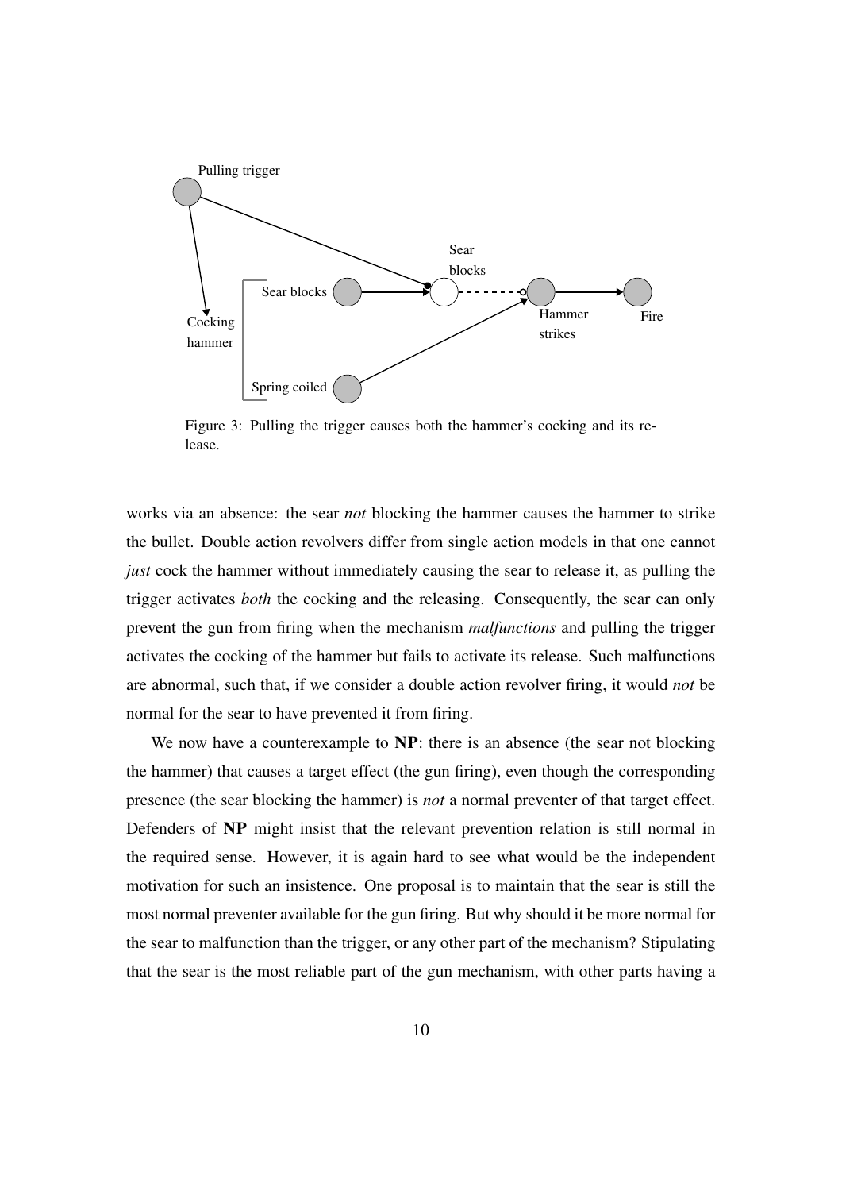Figure 3: Pulling the trigger causes both the hammer's cocking and its release.

works via an absence: the sear *not* blocking the hammer causes the hammer to strike the bullet. Double action revolvers differ from single action models in that one cannot *just* cock the hammer without immediately causing the sear to release it, as pulling the trigger activates *both* the cocking and the releasing. Consequently, the sear can only prevent the gun from firing when the mechanism *malfunctions* and pulling the trigger activates the cocking of the hammer but fails to activate its release. Such malfunctions are abnormal, such that, if we consider a double action revolver firing, it would *not* be normal for the sear to have prevented it from firing.

We now have a counterexample to **NP**: there is an absence (the sear not blocking the hammer) that causes a target effect (the gun firing), even though the corresponding presence (the sear blocking the hammer) is *not* a normal preventer of that target effect. Defenders of **NP** might insist that the relevant prevention relation is still normal in the required sense. However, it is again hard to see what would be the independent motivation for such an insistence. One proposal is to maintain that the sear is still the most normal preventer available for the gun firing. But why should it be more normal for the sear to malfunction than the trigger, or any other part of the mechanism? Stipulating that the sear is the most reliable part of the gun mechanism, with other parts having a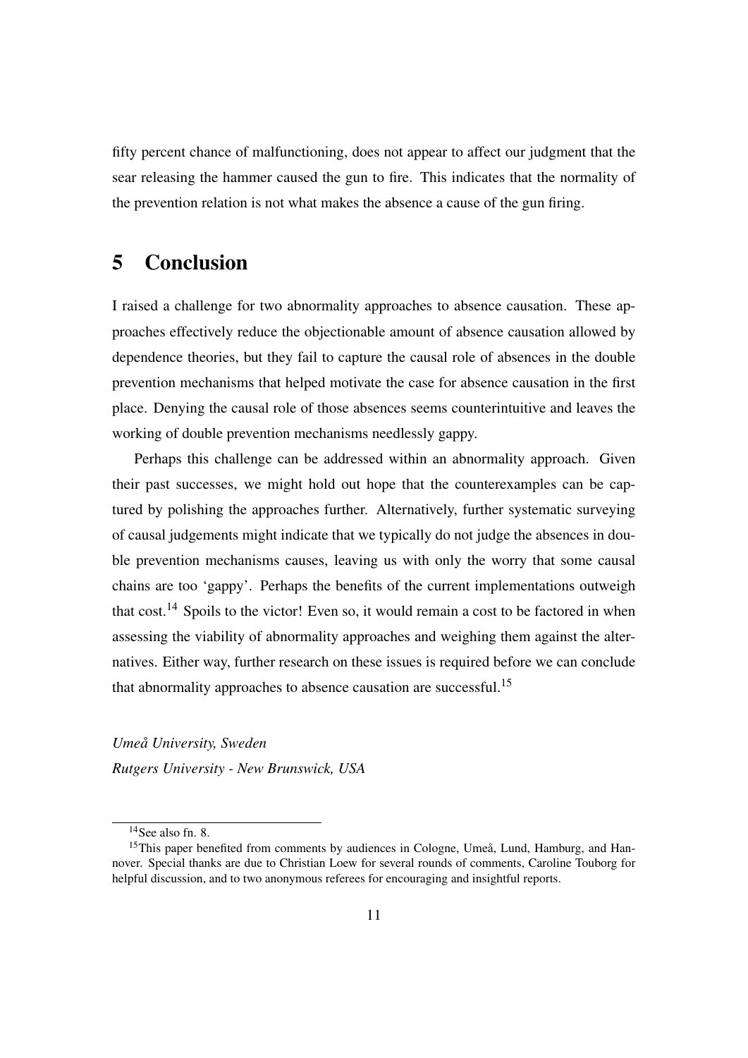fifty percent chance of malfunctioning, does not appear to affect our judgment that the sear releasing the hammer caused the gun to fire. This indicates that the normality of the prevention relation is not what makes the absence a cause of the gun firing.

## 5 Conclusion

I raised a challenge for two abnormality approaches to absence causation. These approaches effectively reduce the objectionable amount of absence causation allowed by dependence theories, but they fail to capture the causal role of absences in the double prevention mechanisms that helped motivate the case for absence causation in the first place. Denying the causal role of those absences seems counterintuitive and leaves the working of double prevention mechanisms needlessly gappy.

Perhaps this challenge can be addressed within an abnormality approach. Given their past successes, we might hold out hope that the counterexamples can be captured by polishing the approaches further. Alternatively, further systematic surveying of causal judgements might indicate that we typically do not judge the absences in double prevention mechanisms causes, leaving us with only the worry that some causal chains are too 'gappy'. Perhaps the benefits of the current implementations outweigh that cost.[14] Spoils to the victor! Even so, it would remain a cost to be factored in when assessing the viability of abnormality approaches and weighing them against the alternatives. Either way, further research on these issues is required before we can conclude that abnormality approaches to absence causation are successful.[15]

*Umeå University, Sweden*
*Rutgers University - New Brunswick, USA*

---

[14] See also fn. 8.

[15] This paper benefited from comments by audiences in Cologne, Umeå, Lund, Hamburg, and Hannover. Special thanks are due to Christian Loew for several rounds of comments, Caroline Touborg for helpful discussion, and to two anonymous referees for encouraging and insightful reports.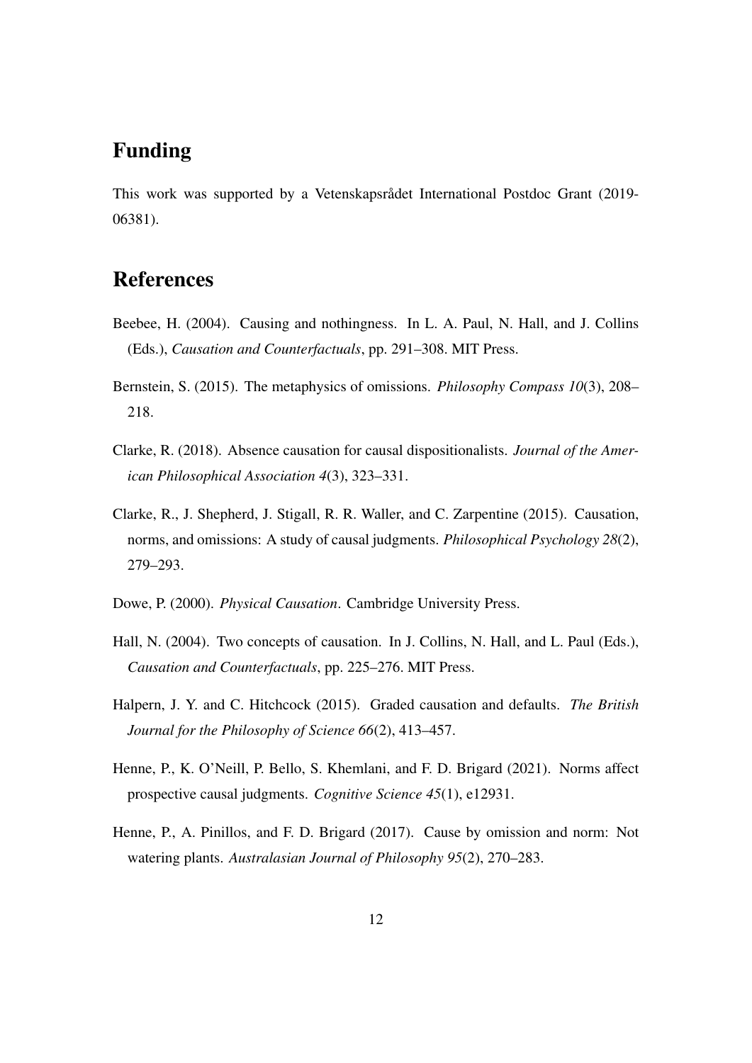## Funding

This work was supported by a Vetenskapsrådet International Postdoc Grant (2019-06381).

## References

Beebee, H. (2004). Causing and nothingness. In L. A. Paul, N. Hall, and J. Collins (Eds.), *Causation and Counterfactuals*, pp. 291–308. MIT Press.

Bernstein, S. (2015). The metaphysics of omissions. *Philosophy Compass 10*(3), 208–218.

Clarke, R. (2018). Absence causation for causal dispositionalists. *Journal of the American Philosophical Association 4*(3), 323–331.

Clarke, R., J. Shepherd, J. Stigall, R. R. Waller, and C. Zarpentine (2015). Causation, norms, and omissions: A study of causal judgments. *Philosophical Psychology 28*(2), 279–293.

Dowe, P. (2000). *Physical Causation*. Cambridge University Press.

Hall, N. (2004). Two concepts of causation. In J. Collins, N. Hall, and L. Paul (Eds.), *Causation and Counterfactuals*, pp. 225–276. MIT Press.

Halpern, J. Y. and C. Hitchcock (2015). Graded causation and defaults. *The British Journal for the Philosophy of Science 66*(2), 413–457.

Henne, P., K. O'Neill, P. Bello, S. Khemlani, and F. D. Brigard (2021). Norms affect prospective causal judgments. *Cognitive Science 45*(1), e12931.

Henne, P., A. Pinillos, and F. D. Brigard (2017). Cause by omission and norm: Not watering plants. *Australasian Journal of Philosophy 95*(2), 270–283.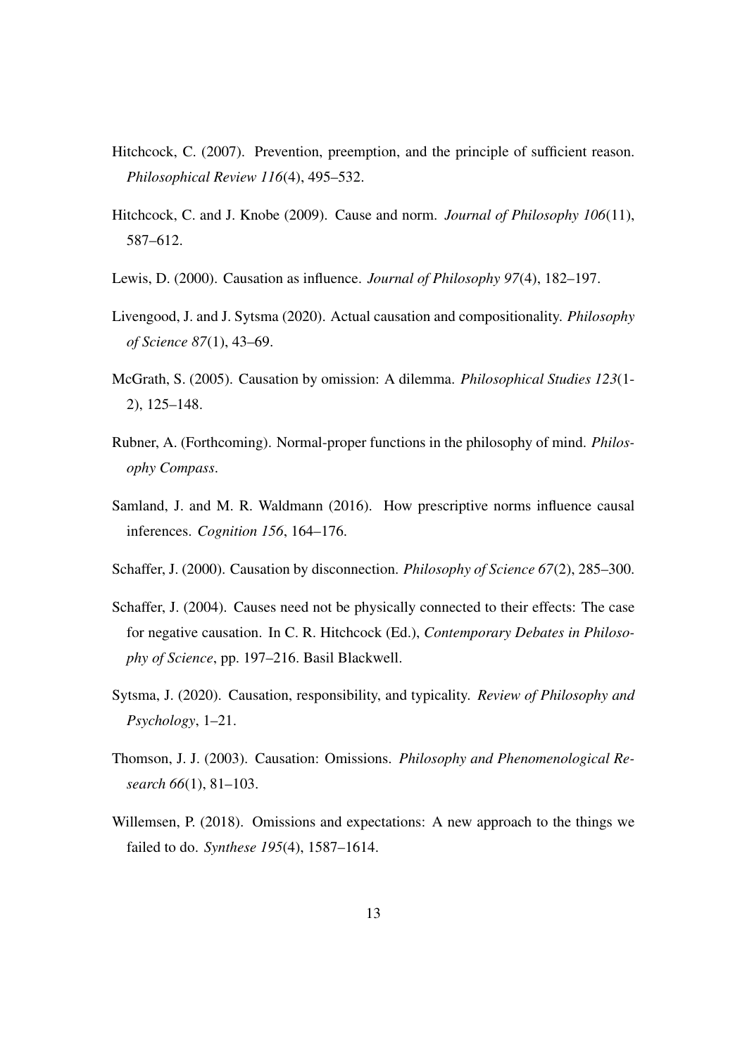Hitchcock, C. (2007). Prevention, preemption, and the principle of sufficient reason. *Philosophical Review 116*(4), 495–532.

Hitchcock, C. and J. Knobe (2009). Cause and norm. *Journal of Philosophy 106*(11), 587–612.

Lewis, D. (2000). Causation as influence. *Journal of Philosophy 97*(4), 182–197.

Livengood, J. and J. Sytsma (2020). Actual causation and compositionality. *Philosophy of Science 87*(1), 43–69.

McGrath, S. (2005). Causation by omission: A dilemma. *Philosophical Studies 123*(1-2), 125–148.

Rubner, A. (Forthcoming). Normal-proper functions in the philosophy of mind. *Philosophy Compass*.

Samland, J. and M. R. Waldmann (2016). How prescriptive norms influence causal inferences. *Cognition 156*, 164–176.

Schaffer, J. (2000). Causation by disconnection. *Philosophy of Science 67*(2), 285–300.

Schaffer, J. (2004). Causes need not be physically connected to their effects: The case for negative causation. In C. R. Hitchcock (Ed.), *Contemporary Debates in Philosophy of Science*, pp. 197–216. Basil Blackwell.

Sytsma, J. (2020). Causation, responsibility, and typicality. *Review of Philosophy and Psychology*, 1–21.

Thomson, J. J. (2003). Causation: Omissions. *Philosophy and Phenomenological Research 66*(1), 81–103.

Willemsen, P. (2018). Omissions and expectations: A new approach to the things we failed to do. *Synthese 195*(4), 1587–1614.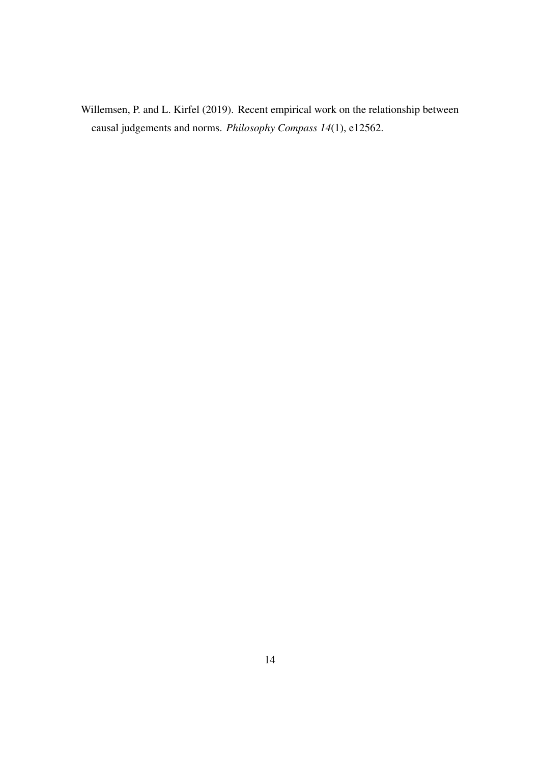Willemsen, P. and L. Kirfel (2019). Recent empirical work on the relationship between causal judgements and norms. *Philosophy Compass 14*(1), e12562.